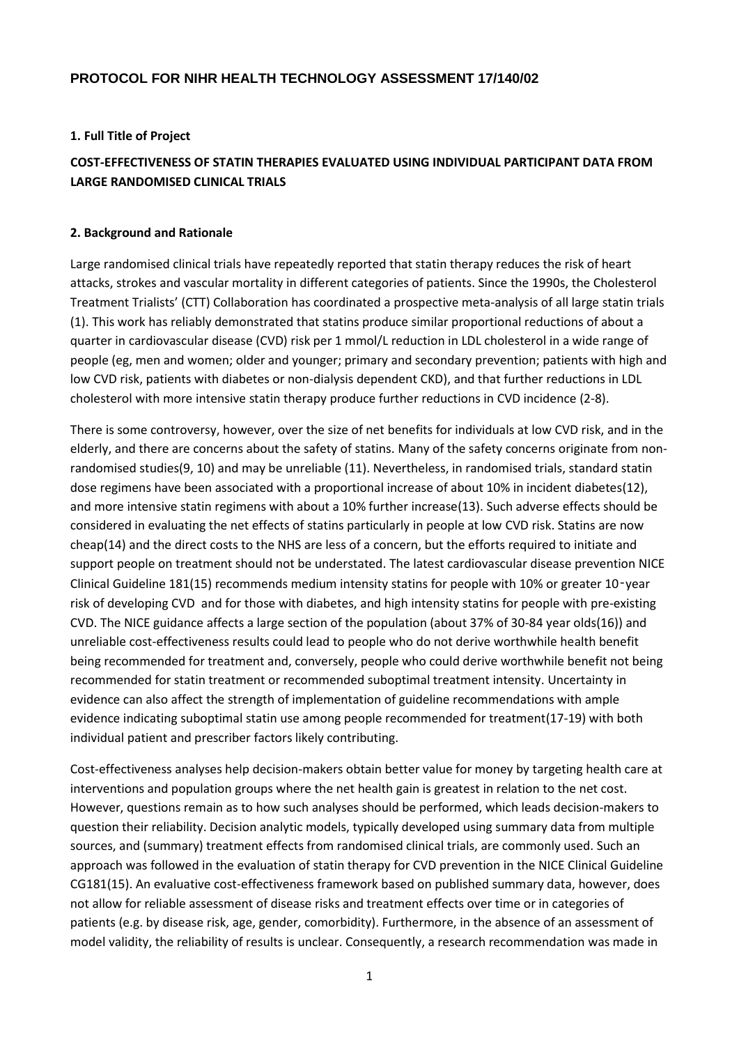# PROTOCOL FOR NIHR HEALTH TECHNOLOGY ASSESSMENT 17/140/02

## 1. Full Title of Project

**COST-EFFECTIVENESS OF STATIN THERAPIES EVALUATED USING INDIVIDUAL PARTICIPANT DATA FROM LARGE RANDOMISED CLINICAL TRIALS**

## 2. Background and Rationale

Large randomised clinical trials have repeatedly reported that statin therapy reduces the risk of heart attacks, strokes and vascular mortality in different categories of patients. Since the 1990s, the Cholesterol Treatment Trialists' (CTT) Collaboration has coordinated a prospective meta-analysis of all large statin trials (1). This work has reliably demonstrated that statins produce similar proportional reductions of about a quarter in cardiovascular disease (CVD) risk per 1 mmol/L reduction in LDL cholesterol in a wide range of people (eg, men and women; older and younger; primary and secondary prevention; patients with high and low CVD risk, patients with diabetes or non-dialysis dependent CKD), and that further reductions in LDL cholesterol with more intensive statin therapy produce further reductions in CVD incidence (2-8).

There is some controversy, however, over the size of net benefits for individuals at low CVD risk, and in the elderly, and there are concerns about the safety of statins. Many of the safety concerns originate from non-randomised studies(9, 10) and may be unreliable (11). Nevertheless, in randomised trials, standard statin dose regimens have been associated with a proportional increase of about 10% in incident diabetes(12), and more intensive statin regimens with about a 10% further increase(13). Such adverse effects should be considered in evaluating the net effects of statins particularly in people at low CVD risk. Statins are now cheap(14) and the direct costs to the NHS are less of a concern, but the efforts required to initiate and support people on treatment should not be understated. The latest cardiovascular disease prevention NICE Clinical Guideline 181(15) recommends medium intensity statins for people with 10% or greater 10-year risk of developing CVD and for those with diabetes, and high intensity statins for people with pre-existing CVD. The NICE guidance affects a large section of the population (about 37% of 30-84 year olds(16)) and unreliable cost-effectiveness results could lead to people who do not derive worthwhile health benefit being recommended for treatment and, conversely, people who could derive worthwhile benefit not being recommended for statin treatment or recommended suboptimal treatment intensity. Uncertainty in evidence can also affect the strength of implementation of guideline recommendations with ample evidence indicating suboptimal statin use among people recommended for treatment(17-19) with both individual patient and prescriber factors likely contributing.

Cost-effectiveness analyses help decision-makers obtain better value for money by targeting health care at interventions and population groups where the net health gain is greatest in relation to the net cost. However, questions remain as to how such analyses should be performed, which leads decision-makers to question their reliability. Decision analytic models, typically developed using summary data from multiple sources, and (summary) treatment effects from randomised clinical trials, are commonly used. Such an approach was followed in the evaluation of statin therapy for CVD prevention in the NICE Clinical Guideline CG181(15). An evaluative cost-effectiveness framework based on published summary data, however, does not allow for reliable assessment of disease risks and treatment effects over time or in categories of patients (e.g. by disease risk, age, gender, comorbidity). Furthermore, in the absence of an assessment of model validity, the reliability of results is unclear. Consequently, a research recommendation was made in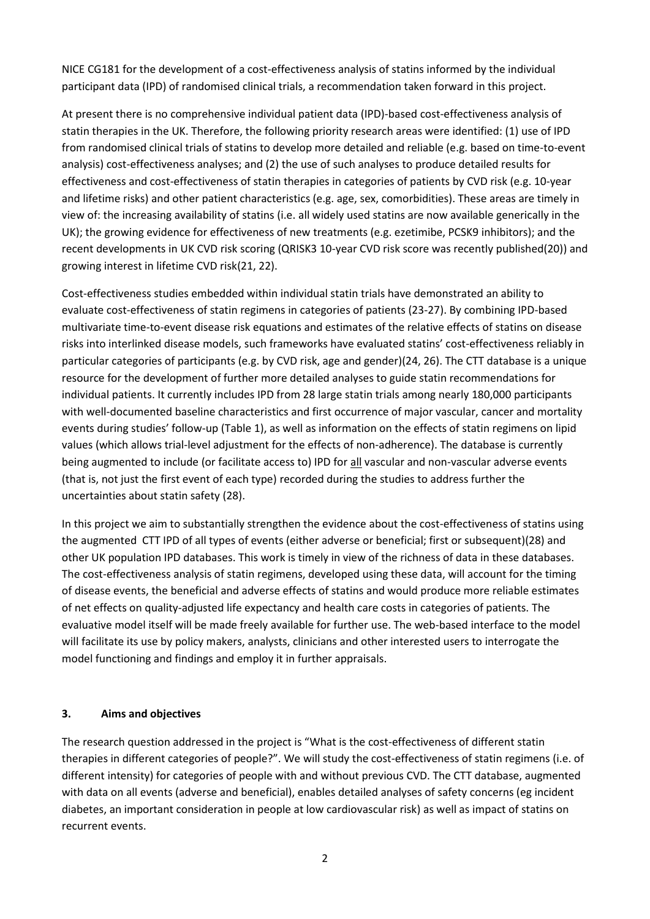NICE CG181 for the development of a cost-effectiveness analysis of statins informed by the individual participant data (IPD) of randomised clinical trials, a recommendation taken forward in this project.

At present there is no comprehensive individual patient data (IPD)-based cost-effectiveness analysis of statin therapies in the UK. Therefore, the following priority research areas were identified: (1) use of IPD from randomised clinical trials of statins to develop more detailed and reliable (e.g. based on time-to-event analysis) cost-effectiveness analyses; and (2) the use of such analyses to produce detailed results for effectiveness and cost-effectiveness of statin therapies in categories of patients by CVD risk (e.g. 10-year and lifetime risks) and other patient characteristics (e.g. age, sex, comorbidities). These areas are timely in view of: the increasing availability of statins (i.e. all widely used statins are now available generically in the UK); the growing evidence for effectiveness of new treatments (e.g. ezetimibe, PCSK9 inhibitors); and the recent developments in UK CVD risk scoring (QRISK3 10-year CVD risk score was recently published(20)) and growing interest in lifetime CVD risk(21, 22).

Cost-effectiveness studies embedded within individual statin trials have demonstrated an ability to evaluate cost-effectiveness of statin regimens in categories of patients (23-27). By combining IPD-based multivariate time-to-event disease risk equations and estimates of the relative effects of statins on disease risks into interlinked disease models, such frameworks have evaluated statins' cost-effectiveness reliably in particular categories of participants (e.g. by CVD risk, age and gender)(24, 26). The CTT database is a unique resource for the development of further more detailed analyses to guide statin recommendations for individual patients. It currently includes IPD from 28 large statin trials among nearly 180,000 participants with well-documented baseline characteristics and first occurrence of major vascular, cancer and mortality events during studies' follow-up (Table 1), as well as information on the effects of statin regimens on lipid values (which allows trial-level adjustment for the effects of non-adherence). The database is currently being augmented to include (or facilitate access to) IPD for <u>all</u> vascular and non-vascular adverse events (that is, not just the first event of each type) recorded during the studies to address further the uncertainties about statin safety (28).

In this project we aim to substantially strengthen the evidence about the cost-effectiveness of statins using the augmented CTT IPD of all types of events (either adverse or beneficial; first or subsequent)(28) and other UK population IPD databases. This work is timely in view of the richness of data in these databases. The cost-effectiveness analysis of statin regimens, developed using these data, will account for the timing of disease events, the beneficial and adverse effects of statins and would produce more reliable estimates of net effects on quality-adjusted life expectancy and health care costs in categories of patients. The evaluative model itself will be made freely available for further use. The web-based interface to the model will facilitate its use by policy makers, analysts, clinicians and other interested users to interrogate the model functioning and findings and employ it in further appraisals.

## 3. Aims and objectives

The research question addressed in the project is "What is the cost-effectiveness of different statin therapies in different categories of people?". We will study the cost-effectiveness of statin regimens (i.e. of different intensity) for categories of people with and without previous CVD. The CTT database, augmented with data on all events (adverse and beneficial), enables detailed analyses of safety concerns (eg incident diabetes, an important consideration in people at low cardiovascular risk) as well as impact of statins on recurrent events.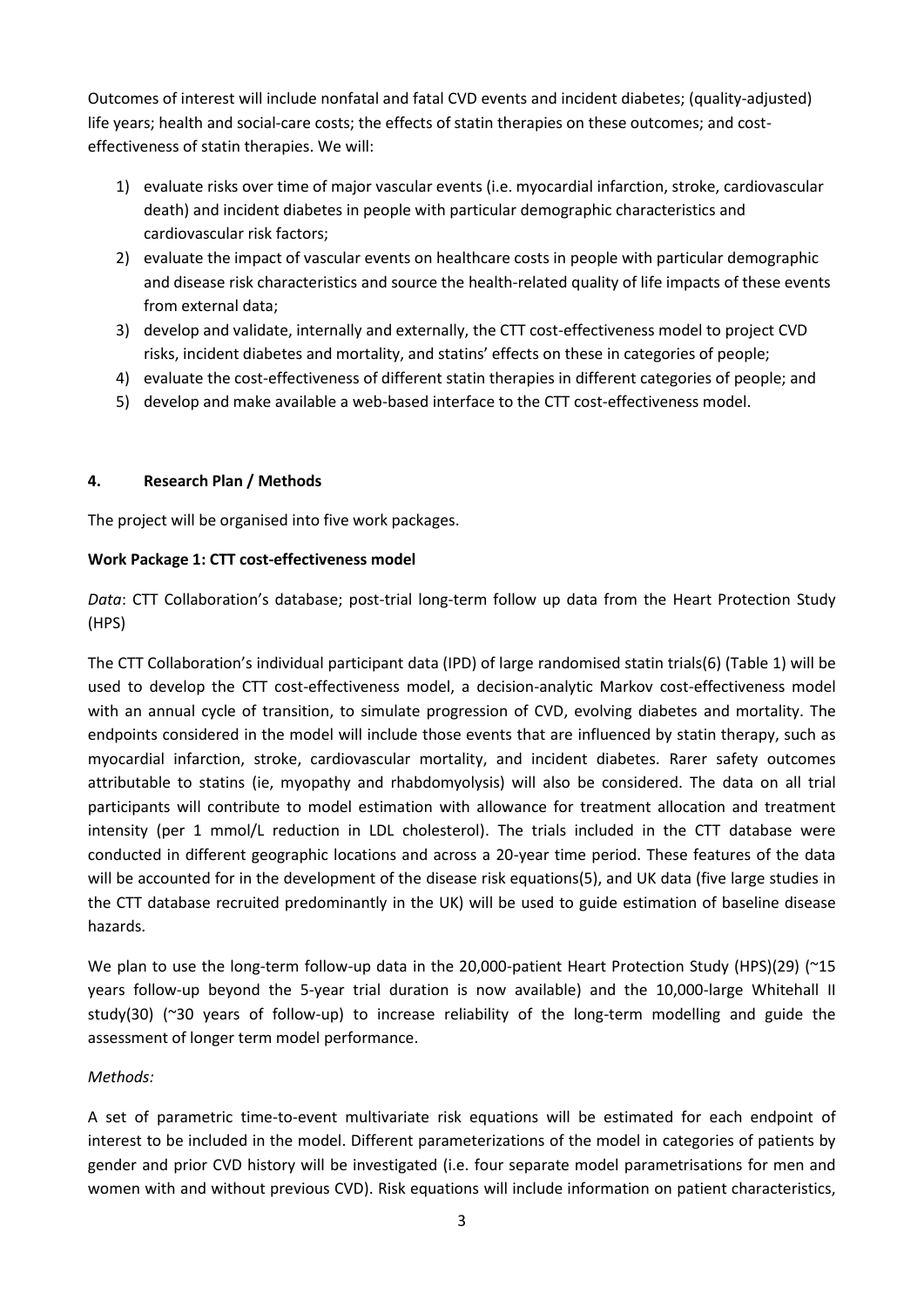Outcomes of interest will include nonfatal and fatal CVD events and incident diabetes; (quality-adjusted) life years; health and social-care costs; the effects of statin therapies on these outcomes; and cost-effectiveness of statin therapies. We will:

1) evaluate risks over time of major vascular events (i.e. myocardial infarction, stroke, cardiovascular death) and incident diabetes in people with particular demographic characteristics and cardiovascular risk factors;
2) evaluate the impact of vascular events on healthcare costs in people with particular demographic and disease risk characteristics and source the health-related quality of life impacts of these events from external data;
3) develop and validate, internally and externally, the CTT cost-effectiveness model to project CVD risks, incident diabetes and mortality, and statins' effects on these in categories of people;
4) evaluate the cost-effectiveness of different statin therapies in different categories of people; and
5) develop and make available a web-based interface to the CTT cost-effectiveness model.

## 4. Research Plan / Methods

The project will be organised into five work packages.

**Work Package 1: CTT cost-effectiveness model**

*Data*: CTT Collaboration's database; post-trial long-term follow up data from the Heart Protection Study (HPS)

The CTT Collaboration's individual participant data (IPD) of large randomised statin trials(6) (Table 1) will be used to develop the CTT cost-effectiveness model, a decision-analytic Markov cost-effectiveness model with an annual cycle of transition, to simulate progression of CVD, evolving diabetes and mortality. The endpoints considered in the model will include those events that are influenced by statin therapy, such as myocardial infarction, stroke, cardiovascular mortality, and incident diabetes. Rarer safety outcomes attributable to statins (ie, myopathy and rhabdomyolysis) will also be considered. The data on all trial participants will contribute to model estimation with allowance for treatment allocation and treatment intensity (per 1 mmol/L reduction in LDL cholesterol). The trials included in the CTT database were conducted in different geographic locations and across a 20-year time period. These features of the data will be accounted for in the development of the disease risk equations(5), and UK data (five large studies in the CTT database recruited predominantly in the UK) will be used to guide estimation of baseline disease hazards.

We plan to use the long-term follow-up data in the 20,000-patient Heart Protection Study (HPS)(29) (~15 years follow-up beyond the 5-year trial duration is now available) and the 10,000-large Whitehall II study(30) (~30 years of follow-up) to increase reliability of the long-term modelling and guide the assessment of longer term model performance.

*Methods:*

A set of parametric time-to-event multivariate risk equations will be estimated for each endpoint of interest to be included in the model. Different parameterizations of the model in categories of patients by gender and prior CVD history will be investigated (i.e. four separate model parametrisations for men and women with and without previous CVD). Risk equations will include information on patient characteristics,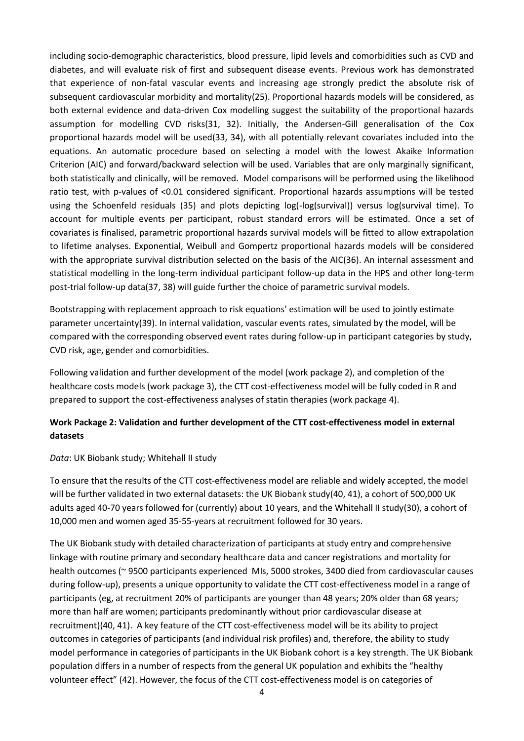including socio-demographic characteristics, blood pressure, lipid levels and comorbidities such as CVD and diabetes, and will evaluate risk of first and subsequent disease events. Previous work has demonstrated that experience of non-fatal vascular events and increasing age strongly predict the absolute risk of subsequent cardiovascular morbidity and mortality(25). Proportional hazards models will be considered, as both external evidence and data-driven Cox modelling suggest the suitability of the proportional hazards assumption for modelling CVD risks(31, 32). Initially, the Andersen-Gill generalisation of the Cox proportional hazards model will be used(33, 34), with all potentially relevant covariates included into the equations. An automatic procedure based on selecting a model with the lowest Akaike Information Criterion (AIC) and forward/backward selection will be used. Variables that are only marginally significant, both statistically and clinically, will be removed. Model comparisons will be performed using the likelihood ratio test, with p-values of $<0.01$ considered significant. Proportional hazards assumptions will be tested using the Schoenfeld residuals (35) and plots depicting log(-log(survival)) versus log(survival time). To account for multiple events per participant, robust standard errors will be estimated. Once a set of covariates is finalised, parametric proportional hazards survival models will be fitted to allow extrapolation to lifetime analyses. Exponential, Weibull and Gompertz proportional hazards models will be considered with the appropriate survival distribution selected on the basis of the AIC(36). An internal assessment and statistical modelling in the long-term individual participant follow-up data in the HPS and other long-term post-trial follow-up data(37, 38) will guide further the choice of parametric survival models.

Bootstrapping with replacement approach to risk equations' estimation will be used to jointly estimate parameter uncertainty(39). In internal validation, vascular events rates, simulated by the model, will be compared with the corresponding observed event rates during follow-up in participant categories by study, CVD risk, age, gender and comorbidities.

Following validation and further development of the model (work package 2), and completion of the healthcare costs models (work package 3), the CTT cost-effectiveness model will be fully coded in R and prepared to support the cost-effectiveness analyses of statin therapies (work package 4).

**Work Package 2: Validation and further development of the CTT cost-effectiveness model in external datasets**

*Data*: UK Biobank study; Whitehall II study

To ensure that the results of the CTT cost-effectiveness model are reliable and widely accepted, the model will be further validated in two external datasets: the UK Biobank study(40, 41), a cohort of 500,000 UK adults aged 40-70 years followed for (currently) about 10 years, and the Whitehall II study(30), a cohort of 10,000 men and women aged 35-55-years at recruitment followed for 30 years.

The UK Biobank study with detailed characterization of participants at study entry and comprehensive linkage with routine primary and secondary healthcare data and cancer registrations and mortality for health outcomes (~ 9500 participants experienced MIs, 5000 strokes, 3400 died from cardiovascular causes during follow-up), presents a unique opportunity to validate the CTT cost-effectiveness model in a range of participants (eg, at recruitment 20% of participants are younger than 48 years; 20% older than 68 years; more than half are women; participants predominantly without prior cardiovascular disease at recruitment)(40, 41). A key feature of the CTT cost-effectiveness model will be its ability to project outcomes in categories of participants (and individual risk profiles) and, therefore, the ability to study model performance in categories of participants in the UK Biobank cohort is a key strength. The UK Biobank population differs in a number of respects from the general UK population and exhibits the "healthy volunteer effect" (42). However, the focus of the CTT cost-effectiveness model is on categories of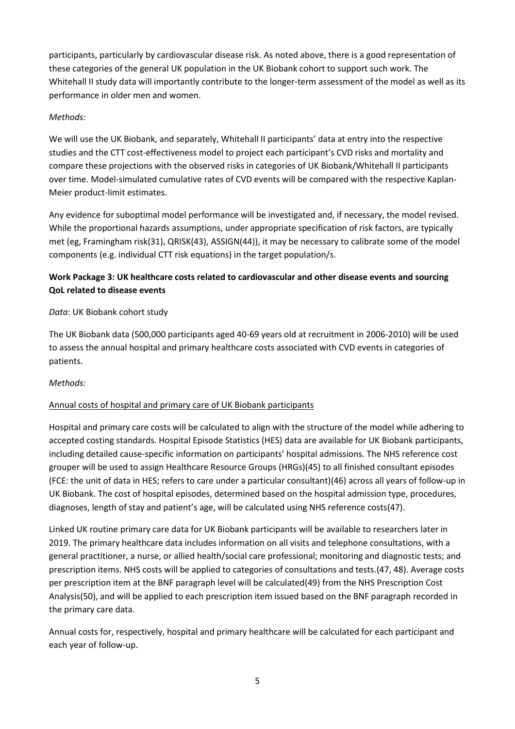participants, particularly by cardiovascular disease risk. As noted above, there is a good representation of these categories of the general UK population in the UK Biobank cohort to support such work. The Whitehall II study data will importantly contribute to the longer-term assessment of the model as well as its performance in older men and women.

*Methods:*

We will use the UK Biobank, and separately, Whitehall II participants' data at entry into the respective studies and the CTT cost-effectiveness model to project each participant's CVD risks and mortality and compare these projections with the observed risks in categories of UK Biobank/Whitehall II participants over time. Model-simulated cumulative rates of CVD events will be compared with the respective Kaplan-Meier product-limit estimates.

Any evidence for suboptimal model performance will be investigated and, if necessary, the model revised. While the proportional hazards assumptions, under appropriate specification of risk factors, are typically met (eg, Framingham risk(31), QRISK(43), ASSIGN(44)), it may be necessary to calibrate some of the model components (e.g. individual CTT risk equations) in the target population/s.

**Work Package 3: UK healthcare costs related to cardiovascular and other disease events and sourcing QoL related to disease events**

*Data*: UK Biobank cohort study

The UK Biobank data (500,000 participants aged 40-69 years old at recruitment in 2006-2010) will be used to assess the annual hospital and primary healthcare costs associated with CVD events in categories of patients.

*Methods:*

Annual costs of hospital and primary care of UK Biobank participants

Hospital and primary care costs will be calculated to align with the structure of the model while adhering to accepted costing standards. Hospital Episode Statistics (HES) data are available for UK Biobank participants, including detailed cause-specific information on participants' hospital admissions. The NHS reference cost grouper will be used to assign Healthcare Resource Groups (HRGs)(45) to all finished consultant episodes (FCE: the unit of data in HES; refers to care under a particular consultant)(46) across all years of follow-up in UK Biobank. The cost of hospital episodes, determined based on the hospital admission type, procedures, diagnoses, length of stay and patient's age, will be calculated using NHS reference costs(47).

Linked UK routine primary care data for UK Biobank participants will be available to researchers later in 2019. The primary healthcare data includes information on all visits and telephone consultations, with a general practitioner, a nurse, or allied health/social care professional; monitoring and diagnostic tests; and prescription items. NHS costs will be applied to categories of consultations and tests.(47, 48). Average costs per prescription item at the BNF paragraph level will be calculated(49) from the NHS Prescription Cost Analysis(50), and will be applied to each prescription item issued based on the BNF paragraph recorded in the primary care data.

Annual costs for, respectively, hospital and primary healthcare will be calculated for each participant and each year of follow-up.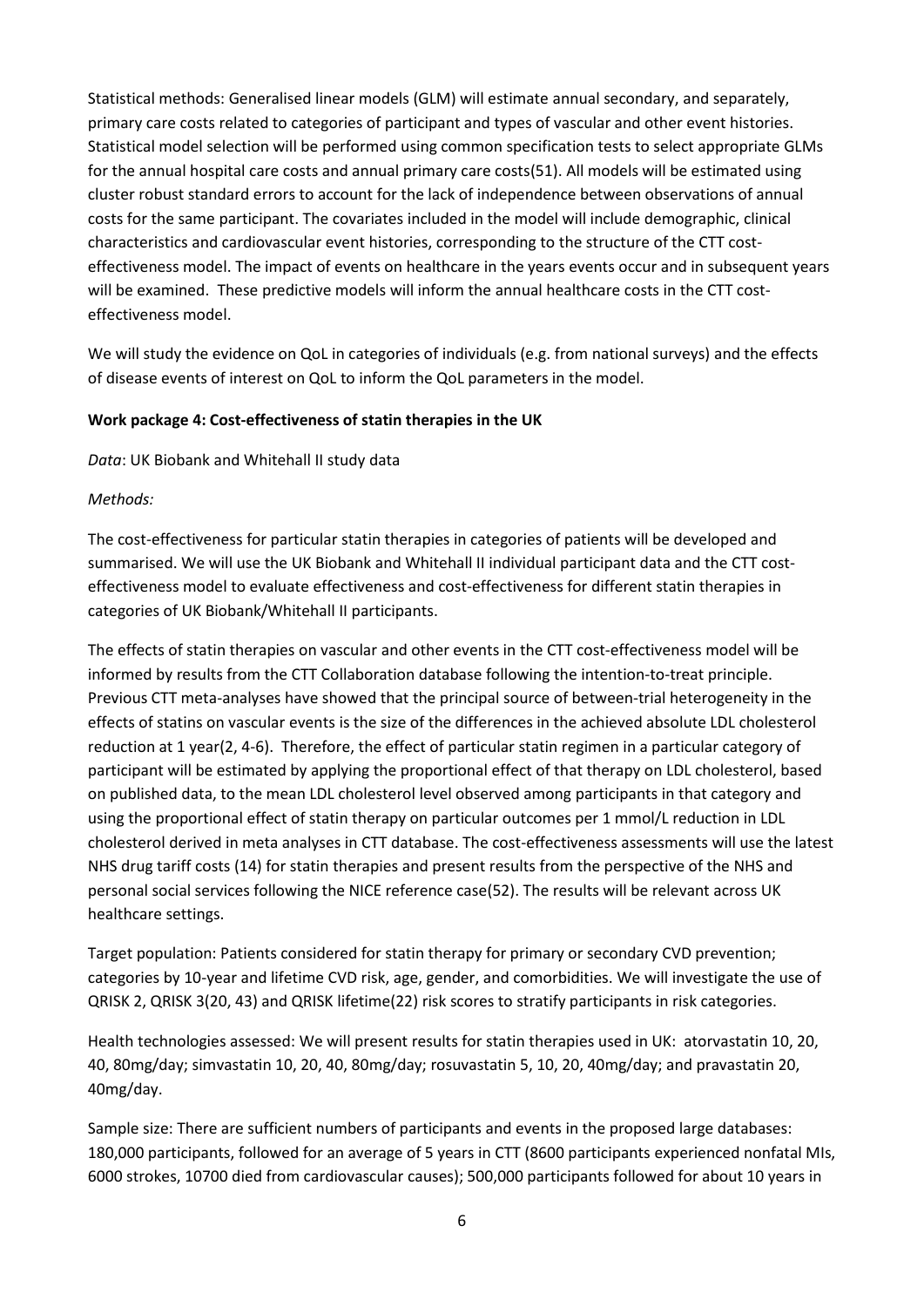Statistical methods: Generalised linear models (GLM) will estimate annual secondary, and separately, primary care costs related to categories of participant and types of vascular and other event histories. Statistical model selection will be performed using common specification tests to select appropriate GLMs for the annual hospital care costs and annual primary care costs(51). All models will be estimated using cluster robust standard errors to account for the lack of independence between observations of annual costs for the same participant. The covariates included in the model will include demographic, clinical characteristics and cardiovascular event histories, corresponding to the structure of the CTT cost-effectiveness model. The impact of events on healthcare in the years events occur and in subsequent years will be examined. These predictive models will inform the annual healthcare costs in the CTT cost-effectiveness model.

We will study the evidence on QoL in categories of individuals (e.g. from national surveys) and the effects of disease events of interest on QoL to inform the QoL parameters in the model.

**Work package 4: Cost-effectiveness of statin therapies in the UK**

*Data*: UK Biobank and Whitehall II study data

*Methods:*

The cost-effectiveness for particular statin therapies in categories of patients will be developed and summarised. We will use the UK Biobank and Whitehall II individual participant data and the CTT cost-effectiveness model to evaluate effectiveness and cost-effectiveness for different statin therapies in categories of UK Biobank/Whitehall II participants.

The effects of statin therapies on vascular and other events in the CTT cost-effectiveness model will be informed by results from the CTT Collaboration database following the intention-to-treat principle. Previous CTT meta-analyses have showed that the principal source of between-trial heterogeneity in the effects of statins on vascular events is the size of the differences in the achieved absolute LDL cholesterol reduction at 1 year(2, 4-6). Therefore, the effect of particular statin regimen in a particular category of participant will be estimated by applying the proportional effect of that therapy on LDL cholesterol, based on published data, to the mean LDL cholesterol level observed among participants in that category and using the proportional effect of statin therapy on particular outcomes per 1 mmol/L reduction in LDL cholesterol derived in meta analyses in CTT database. The cost-effectiveness assessments will use the latest NHS drug tariff costs (14) for statin therapies and present results from the perspective of the NHS and personal social services following the NICE reference case(52). The results will be relevant across UK healthcare settings.

Target population: Patients considered for statin therapy for primary or secondary CVD prevention; categories by 10-year and lifetime CVD risk, age, gender, and comorbidities. We will investigate the use of QRISK 2, QRISK 3(20, 43) and QRISK lifetime(22) risk scores to stratify participants in risk categories.

Health technologies assessed: We will present results for statin therapies used in UK: atorvastatin 10, 20, 40, 80mg/day; simvastatin 10, 20, 40, 80mg/day; rosuvastatin 5, 10, 20, 40mg/day; and pravastatin 20, 40mg/day.

Sample size: There are sufficient numbers of participants and events in the proposed large databases: 180,000 participants, followed for an average of 5 years in CTT (8600 participants experienced nonfatal MIs, 6000 strokes, 10700 died from cardiovascular causes); 500,000 participants followed for about 10 years in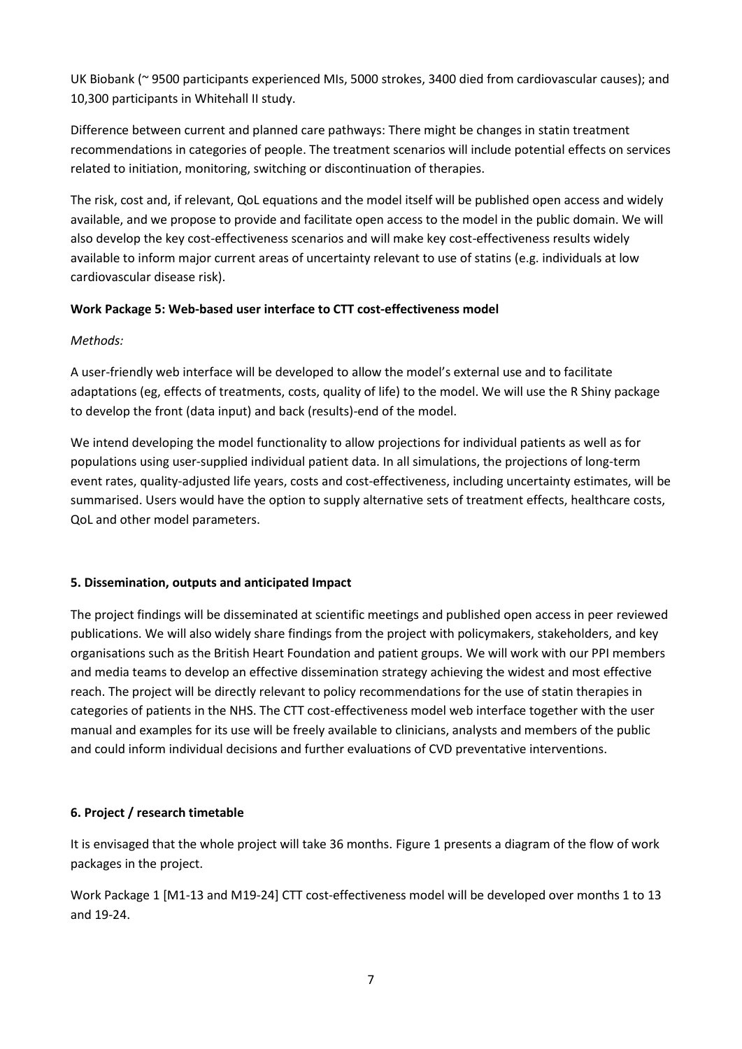UK Biobank (~ 9500 participants experienced MIs, 5000 strokes, 3400 died from cardiovascular causes); and 10,300 participants in Whitehall II study.

Difference between current and planned care pathways: There might be changes in statin treatment recommendations in categories of people. The treatment scenarios will include potential effects on services related to initiation, monitoring, switching or discontinuation of therapies.

The risk, cost and, if relevant, QoL equations and the model itself will be published open access and widely available, and we propose to provide and facilitate open access to the model in the public domain. We will also develop the key cost-effectiveness scenarios and will make key cost-effectiveness results widely available to inform major current areas of uncertainty relevant to use of statins (e.g. individuals at low cardiovascular disease risk).

**Work Package 5: Web-based user interface to CTT cost-effectiveness model**

*Methods:*

A user-friendly web interface will be developed to allow the model's external use and to facilitate adaptations (eg, effects of treatments, costs, quality of life) to the model. We will use the R Shiny package to develop the front (data input) and back (results)-end of the model.

We intend developing the model functionality to allow projections for individual patients as well as for populations using user-supplied individual patient data. In all simulations, the projections of long-term event rates, quality-adjusted life years, costs and cost-effectiveness, including uncertainty estimates, will be summarised. Users would have the option to supply alternative sets of treatment effects, healthcare costs, QoL and other model parameters.

## 5. Dissemination, outputs and anticipated Impact

The project findings will be disseminated at scientific meetings and published open access in peer reviewed publications. We will also widely share findings from the project with policymakers, stakeholders, and key organisations such as the British Heart Foundation and patient groups. We will work with our PPI members and media teams to develop an effective dissemination strategy achieving the widest and most effective reach. The project will be directly relevant to policy recommendations for the use of statin therapies in categories of patients in the NHS. The CTT cost-effectiveness model web interface together with the user manual and examples for its use will be freely available to clinicians, analysts and members of the public and could inform individual decisions and further evaluations of CVD preventative interventions.

## 6. Project / research timetable

It is envisaged that the whole project will take 36 months. Figure 1 presents a diagram of the flow of work packages in the project.

Work Package 1 [M1-13 and M19-24] CTT cost-effectiveness model will be developed over months 1 to 13 and 19-24.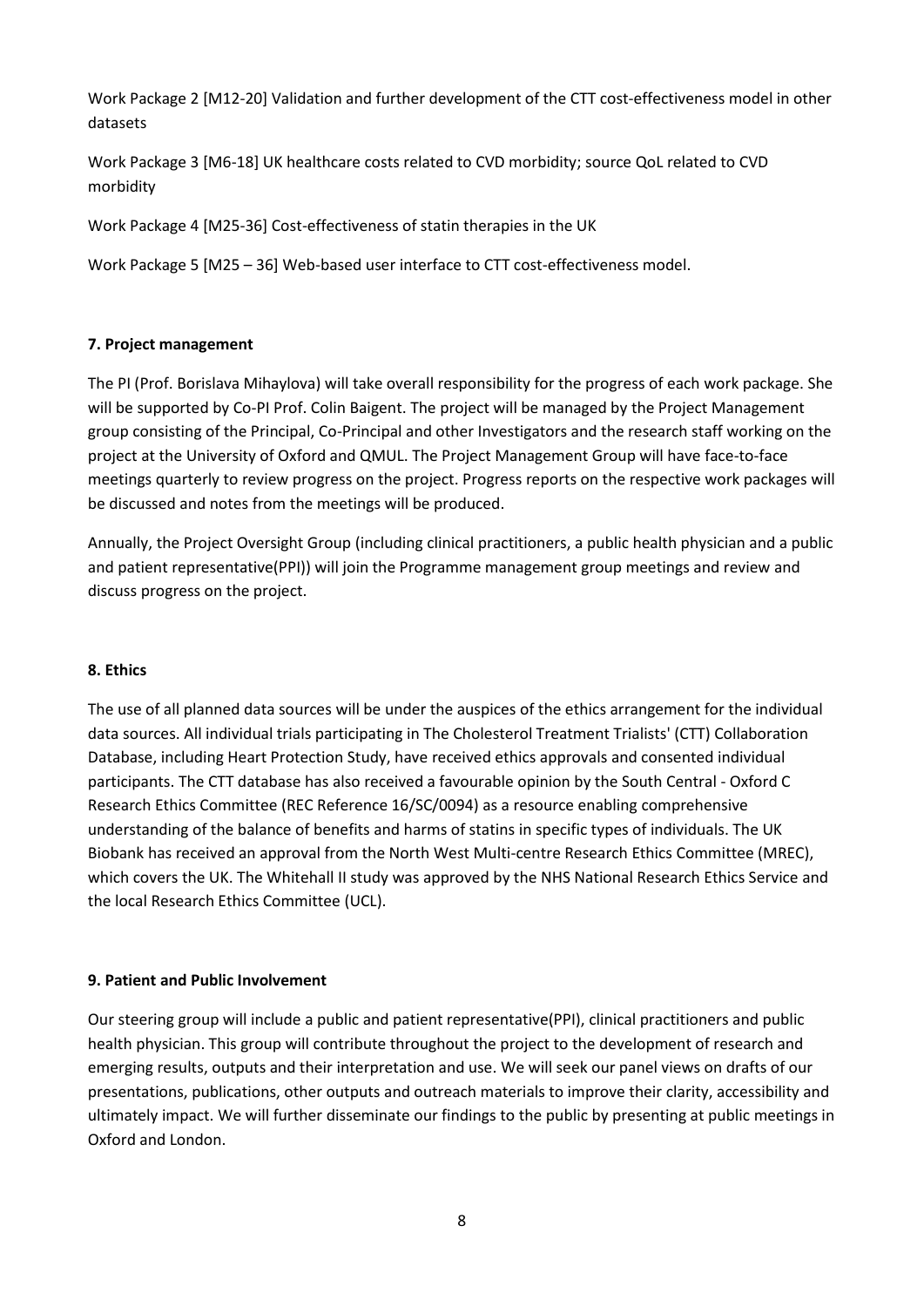Work Package 2 [M12-20] Validation and further development of the CTT cost-effectiveness model in other datasets

Work Package 3 [M6-18] UK healthcare costs related to CVD morbidity; source QoL related to CVD morbidity

Work Package 4 [M25-36] Cost-effectiveness of statin therapies in the UK

Work Package 5 [M25 – 36] Web-based user interface to CTT cost-effectiveness model.

**7. Project management**

The PI (Prof. Borislava Mihaylova) will take overall responsibility for the progress of each work package. She will be supported by Co-PI Prof. Colin Baigent. The project will be managed by the Project Management group consisting of the Principal, Co-Principal and other Investigators and the research staff working on the project at the University of Oxford and QMUL. The Project Management Group will have face-to-face meetings quarterly to review progress on the project. Progress reports on the respective work packages will be discussed and notes from the meetings will be produced.

Annually, the Project Oversight Group (including clinical practitioners, a public health physician and a public and patient representative(PPI)) will join the Programme management group meetings and review and discuss progress on the project.

**8. Ethics**

The use of all planned data sources will be under the auspices of the ethics arrangement for the individual data sources. All individual trials participating in The Cholesterol Treatment Trialists' (CTT) Collaboration Database, including Heart Protection Study, have received ethics approvals and consented individual participants. The CTT database has also received a favourable opinion by the South Central - Oxford C Research Ethics Committee (REC Reference 16/SC/0094) as a resource enabling comprehensive understanding of the balance of benefits and harms of statins in specific types of individuals. The UK Biobank has received an approval from the North West Multi-centre Research Ethics Committee (MREC), which covers the UK. The Whitehall II study was approved by the NHS National Research Ethics Service and the local Research Ethics Committee (UCL).

**9. Patient and Public Involvement**

Our steering group will include a public and patient representative(PPI), clinical practitioners and public health physician. This group will contribute throughout the project to the development of research and emerging results, outputs and their interpretation and use. We will seek our panel views on drafts of our presentations, publications, other outputs and outreach materials to improve their clarity, accessibility and ultimately impact. We will further disseminate our findings to the public by presenting at public meetings in Oxford and London.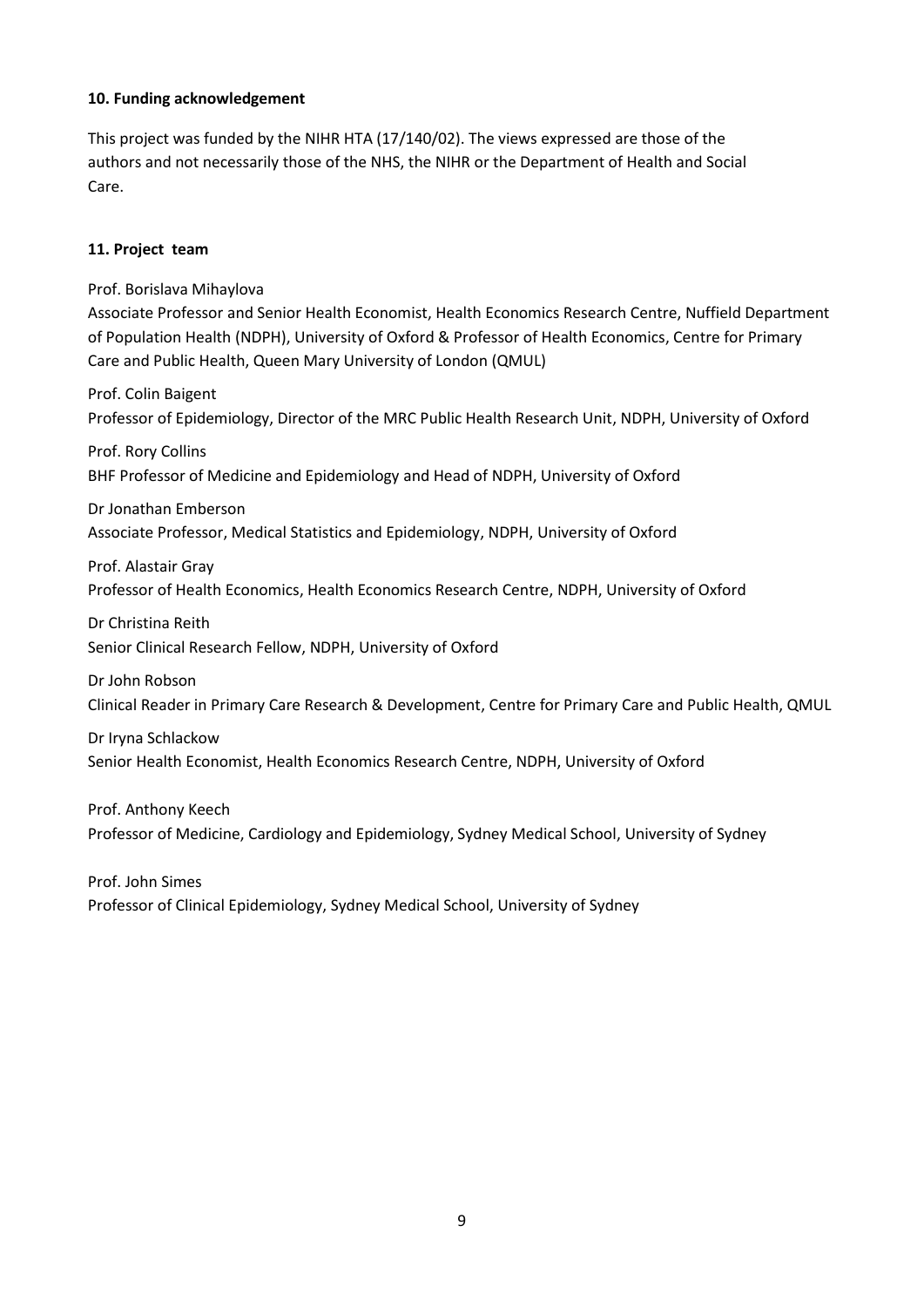### 10. Funding acknowledgement

This project was funded by the NIHR HTA (17/140/02). The views expressed are those of the authors and not necessarily those of the NHS, the NIHR or the Department of Health and Social Care.

### 11. Project team

Prof. Borislava Mihaylova
Associate Professor and Senior Health Economist, Health Economics Research Centre, Nuffield Department of Population Health (NDPH), University of Oxford & Professor of Health Economics, Centre for Primary Care and Public Health, Queen Mary University of London (QMUL)

Prof. Colin Baigent
Professor of Epidemiology, Director of the MRC Public Health Research Unit, NDPH, University of Oxford

Prof. Rory Collins
BHF Professor of Medicine and Epidemiology and Head of NDPH, University of Oxford

Dr Jonathan Emberson
Associate Professor, Medical Statistics and Epidemiology, NDPH, University of Oxford

Prof. Alastair Gray
Professor of Health Economics, Health Economics Research Centre, NDPH, University of Oxford

Dr Christina Reith
Senior Clinical Research Fellow, NDPH, University of Oxford

Dr John Robson
Clinical Reader in Primary Care Research & Development, Centre for Primary Care and Public Health, QMUL

Dr Iryna Schlackow
Senior Health Economist, Health Economics Research Centre, NDPH, University of Oxford

Prof. Anthony Keech
Professor of Medicine, Cardiology and Epidemiology, Sydney Medical School, University of Sydney

Prof. John Simes
Professor of Clinical Epidemiology, Sydney Medical School, University of Sydney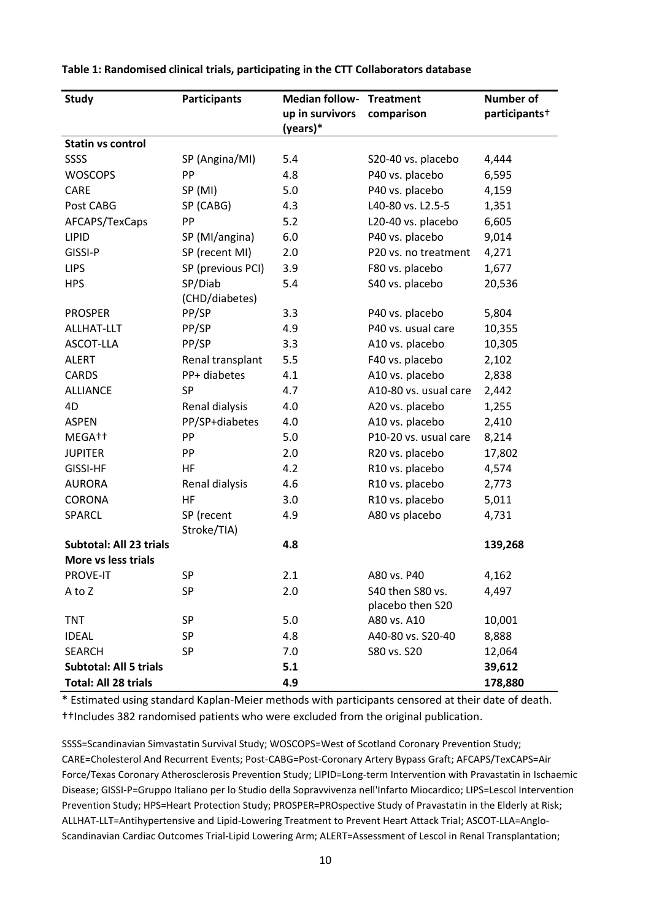**Table 1: Randomised clinical trials, participating in the CTT Collaborators database**

| Study | Participants | Median follow-up in survivors (years)* | Treatment comparison | Number of participants† |
|---|---|---|---|---|
| **Statin vs control** | | | | |
| SSSS | SP (Angina/MI) | 5.4 | S20-40 vs. placebo | 4,444 |
| WOSCOPS | PP | 4.8 | P40 vs. placebo | 6,595 |
| CARE | SP (MI) | 5.0 | P40 vs. placebo | 4,159 |
| Post CABG | SP (CABG) | 4.3 | L40-80 vs. L2.5-5 | 1,351 |
| AFCAPS/TexCaps | PP | 5.2 | L20-40 vs. placebo | 6,605 |
| LIPID | SP (MI/angina) | 6.0 | P40 vs. placebo | 9,014 |
| GISSI-P | SP (recent MI) | 2.0 | P20 vs. no treatment | 4,271 |
| LIPS | SP (previous PCI) | 3.9 | F80 vs. placebo | 1,677 |
| HPS | SP/Diab (CHD/diabetes) | 5.4 | S40 vs. placebo | 20,536 |
| PROSPER | PP/SP | 3.3 | P40 vs. placebo | 5,804 |
| ALLHAT-LLT | PP/SP | 4.9 | P40 vs. usual care | 10,355 |
| ASCOT-LLA | PP/SP | 3.3 | A10 vs. placebo | 10,305 |
| ALERT | Renal transplant | 5.5 | F40 vs. placebo | 2,102 |
| CARDS | PP+ diabetes | 4.1 | A10 vs. placebo | 2,838 |
| ALLIANCE | SP | 4.7 | A10-80 vs. usual care | 2,442 |
| 4D | Renal dialysis | 4.0 | A20 vs. placebo | 1,255 |
| ASPEN | PP/SP+diabetes | 4.0 | A10 vs. placebo | 2,410 |
| MEGA†† | PP | 5.0 | P10-20 vs. usual care | 8,214 |
| JUPITER | PP | 2.0 | R20 vs. placebo | 17,802 |
| GISSI-HF | HF | 4.2 | R10 vs. placebo | 4,574 |
| AURORA | Renal dialysis | 4.6 | R10 vs. placebo | 2,773 |
| CORONA | HF | 3.0 | R10 vs. placebo | 5,011 |
| SPARCL | SP (recent Stroke/TIA) | 4.9 | A80 vs placebo | 4,731 |
| **Subtotal: All 23 trials** | | **4.8** | | **139,268** |
| **More vs less trials** | | | | |
| PROVE-IT | SP | 2.1 | A80 vs. P40 | 4,162 |
| A to Z | SP | 2.0 | S40 then S80 vs. placebo then S20 | 4,497 |
| TNT | SP | 5.0 | A80 vs. A10 | 10,001 |
| IDEAL | SP | 4.8 | A40-80 vs. S20-40 | 8,888 |
| SEARCH | SP | 7.0 | S80 vs. S20 | 12,064 |
| **Subtotal: All 5 trials** | | **5.1** | | **39,612** |
| **Total: All 28 trials** | | **4.9** | | **178,880** |

\* Estimated using standard Kaplan-Meier methods with participants censored at their date of death.
††Includes 382 randomised patients who were excluded from the original publication.

SSSS=Scandinavian Simvastatin Survival Study; WOSCOPS=West of Scotland Coronary Prevention Study; CARE=Cholesterol And Recurrent Events; Post-CABG=Post-Coronary Artery Bypass Graft; AFCAPS/TexCAPS=Air Force/Texas Coronary Atherosclerosis Prevention Study; LIPID=Long-term Intervention with Pravastatin in Ischaemic Disease; GISSI-P=Gruppo Italiano per lo Studio della Sopravvivenza nell'Infarto Miocardico; LIPS=Lescol Intervention Prevention Study; HPS=Heart Protection Study; PROSPER=PROspective Study of Pravastatin in the Elderly at Risk; ALLHAT-LLT=Antihypertensive and Lipid-Lowering Treatment to Prevent Heart Attack Trial; ASCOT-LLA=Anglo-Scandinavian Cardiac Outcomes Trial-Lipid Lowering Arm; ALERT=Assessment of Lescol in Renal Transplantation;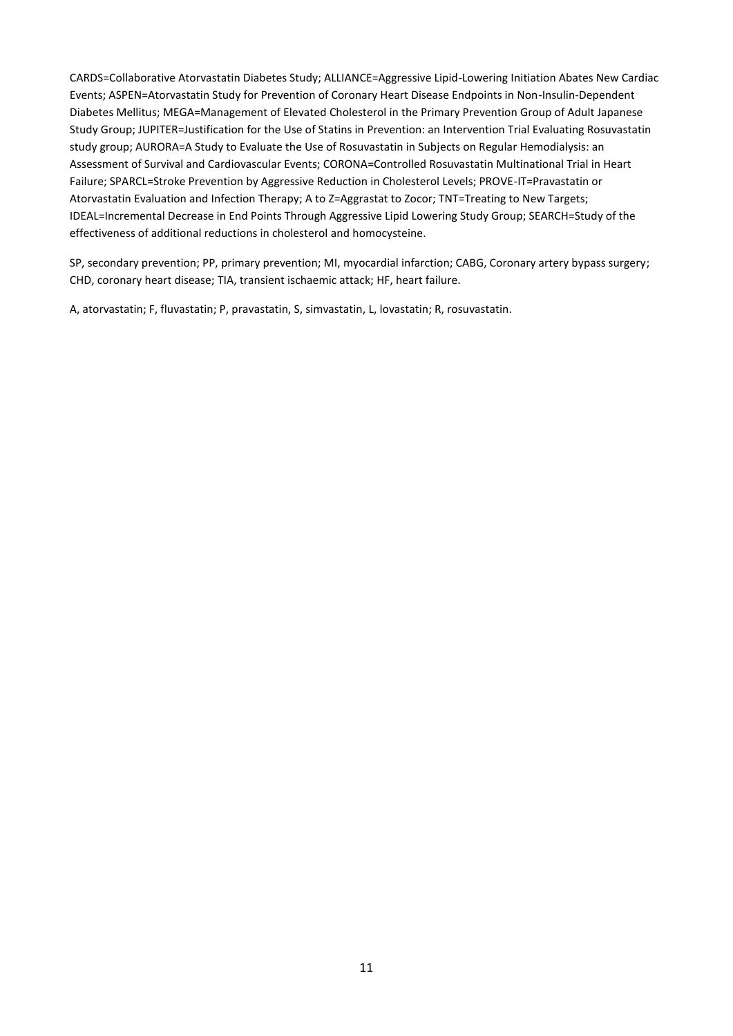CARDS=Collaborative Atorvastatin Diabetes Study; ALLIANCE=Aggressive Lipid-Lowering Initiation Abates New Cardiac Events; ASPEN=Atorvastatin Study for Prevention of Coronary Heart Disease Endpoints in Non-Insulin-Dependent Diabetes Mellitus; MEGA=Management of Elevated Cholesterol in the Primary Prevention Group of Adult Japanese Study Group; JUPITER=Justification for the Use of Statins in Prevention: an Intervention Trial Evaluating Rosuvastatin study group; AURORA=A Study to Evaluate the Use of Rosuvastatin in Subjects on Regular Hemodialysis: an Assessment of Survival and Cardiovascular Events; CORONA=Controlled Rosuvastatin Multinational Trial in Heart Failure; SPARCL=Stroke Prevention by Aggressive Reduction in Cholesterol Levels; PROVE-IT=Pravastatin or Atorvastatin Evaluation and Infection Therapy; A to Z=Aggrastat to Zocor; TNT=Treating to New Targets; IDEAL=Incremental Decrease in End Points Through Aggressive Lipid Lowering Study Group; SEARCH=Study of the effectiveness of additional reductions in cholesterol and homocysteine.

SP, secondary prevention; PP, primary prevention; MI, myocardial infarction; CABG, Coronary artery bypass surgery; CHD, coronary heart disease; TIA, transient ischaemic attack; HF, heart failure.

A, atorvastatin; F, fluvastatin; P, pravastatin, S, simvastatin, L, lovastatin; R, rosuvastatin.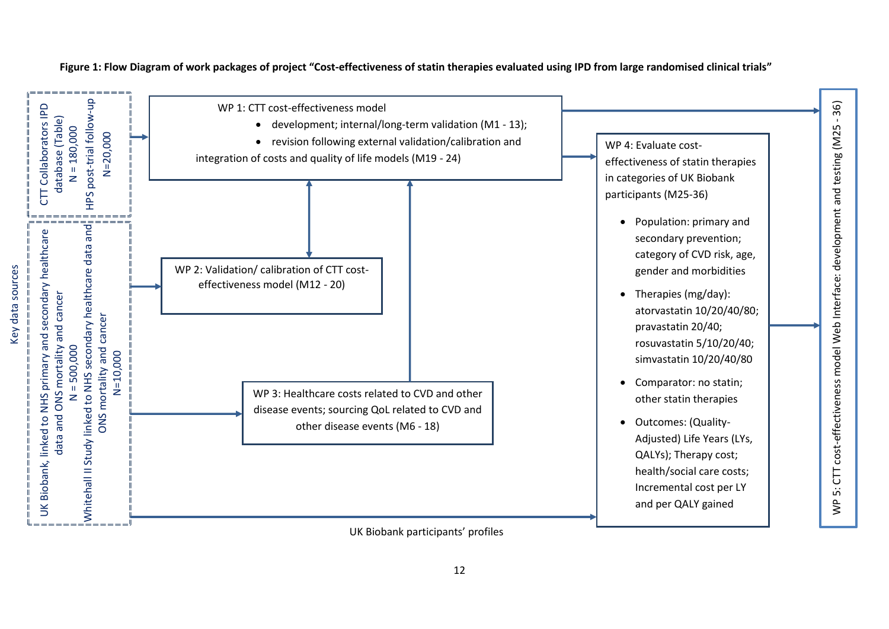**Figure 1: Flow Diagram of work packages of project "Cost-effectiveness of statin therapies evaluated using IPD from large randomised clinical trials"**

Key data sources

- CTT Collaborators IPD database (Table) N = 180,000
- HPS post-trial follow-up N=20,000
- UK Biobank, linked to NHS primary and secondary healthcare data and ONS mortality and cancer N = 500,000
- Whitehall II Study linked to NHS secondary healthcare data and ONS mortality and cancer N=10,000

WP 1: CTT cost-effectiveness model

- development; internal/long-term validation (M1 - 13);
- revision following external validation/calibration and integration of costs and quality of life models (M19 - 24)

WP 2: Validation/ calibration of CTT cost-effectiveness model (M12 - 20)

WP 3: Healthcare costs related to CVD and other disease events; sourcing QoL related to CVD and other disease events (M6 - 18)

WP 4: Evaluate cost-effectiveness of statin therapies in categories of UK Biobank participants (M25-36)

- Population: primary and secondary prevention; category of CVD risk, age, gender and morbidities
- Therapies (mg/day): atorvastatin 10/20/40/80; pravastatin 20/40; rosuvastatin 5/10/20/40; simvastatin 10/20/40/80
- Comparator: no statin; other statin therapies
- Outcomes: (Quality-Adjusted) Life Years (LYs, QALYs); Therapy cost; health/social care costs; Incremental cost per LY and per QALY gained

UK Biobank participants' profiles

WP 5: CTT cost-effectiveness model Web Interface: development and testing (M25 - 36)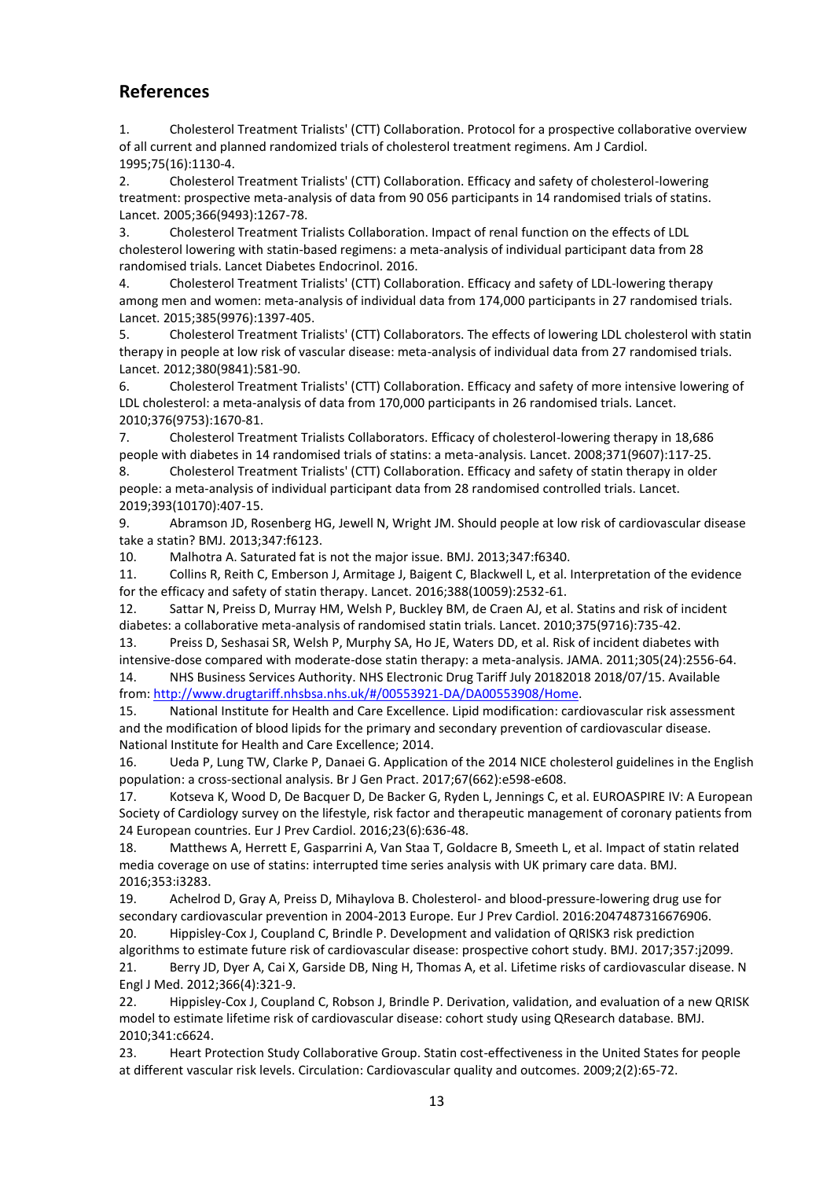## References

1. Cholesterol Treatment Trialists' (CTT) Collaboration. Protocol for a prospective collaborative overview of all current and planned randomized trials of cholesterol treatment regimens. Am J Cardiol. 1995;75(16):1130-4.
2. Cholesterol Treatment Trialists' (CTT) Collaboration. Efficacy and safety of cholesterol-lowering treatment: prospective meta-analysis of data from 90 056 participants in 14 randomised trials of statins. Lancet. 2005;366(9493):1267-78.
3. Cholesterol Treatment Trialists Collaboration. Impact of renal function on the effects of LDL cholesterol lowering with statin-based regimens: a meta-analysis of individual participant data from 28 randomised trials. Lancet Diabetes Endocrinol. 2016.
4. Cholesterol Treatment Trialists' (CTT) Collaboration. Efficacy and safety of LDL-lowering therapy among men and women: meta-analysis of individual data from 174,000 participants in 27 randomised trials. Lancet. 2015;385(9976):1397-405.
5. Cholesterol Treatment Trialists' (CTT) Collaborators. The effects of lowering LDL cholesterol with statin therapy in people at low risk of vascular disease: meta-analysis of individual data from 27 randomised trials. Lancet. 2012;380(9841):581-90.
6. Cholesterol Treatment Trialists' (CTT) Collaboration. Efficacy and safety of more intensive lowering of LDL cholesterol: a meta-analysis of data from 170,000 participants in 26 randomised trials. Lancet. 2010;376(9753):1670-81.
7. Cholesterol Treatment Trialists Collaborators. Efficacy of cholesterol-lowering therapy in 18,686 people with diabetes in 14 randomised trials of statins: a meta-analysis. Lancet. 2008;371(9607):117-25.
8. Cholesterol Treatment Trialists' (CTT) Collaboration. Efficacy and safety of statin therapy in older people: a meta-analysis of individual participant data from 28 randomised controlled trials. Lancet. 2019;393(10170):407-15.
9. Abramson JD, Rosenberg HG, Jewell N, Wright JM. Should people at low risk of cardiovascular disease take a statin? BMJ. 2013;347:f6123.
10. Malhotra A. Saturated fat is not the major issue. BMJ. 2013;347:f6340.
11. Collins R, Reith C, Emberson J, Armitage J, Baigent C, Blackwell L, et al. Interpretation of the evidence for the efficacy and safety of statin therapy. Lancet. 2016;388(10059):2532-61.
12. Sattar N, Preiss D, Murray HM, Welsh P, Buckley BM, de Craen AJ, et al. Statins and risk of incident diabetes: a collaborative meta-analysis of randomised statin trials. Lancet. 2010;375(9716):735-42.
13. Preiss D, Seshasai SR, Welsh P, Murphy SA, Ho JE, Waters DD, et al. Risk of incident diabetes with intensive-dose compared with moderate-dose statin therapy: a meta-analysis. JAMA. 2011;305(24):2556-64.
14. NHS Business Services Authority. NHS Electronic Drug Tariff July 20182018 2018/07/15. Available from: http://www.drugtariff.nhsbsa.nhs.uk/#/00553921-DA/DA00553908/Home.
15. National Institute for Health and Care Excellence. Lipid modification: cardiovascular risk assessment and the modification of blood lipids for the primary and secondary prevention of cardiovascular disease. National Institute for Health and Care Excellence; 2014.
16. Ueda P, Lung TW, Clarke P, Danaei G. Application of the 2014 NICE cholesterol guidelines in the English population: a cross-sectional analysis. Br J Gen Pract. 2017;67(662):e598-e608.
17. Kotseva K, Wood D, De Bacquer D, De Backer G, Ryden L, Jennings C, et al. EUROASPIRE IV: A European Society of Cardiology survey on the lifestyle, risk factor and therapeutic management of coronary patients from 24 European countries. Eur J Prev Cardiol. 2016;23(6):636-48.
18. Matthews A, Herrett E, Gasparrini A, Van Staa T, Goldacre B, Smeeth L, et al. Impact of statin related media coverage on use of statins: interrupted time series analysis with UK primary care data. BMJ. 2016;353:i3283.
19. Achelrod D, Gray A, Preiss D, Mihaylova B. Cholesterol- and blood-pressure-lowering drug use for secondary cardiovascular prevention in 2004-2013 Europe. Eur J Prev Cardiol. 2016:2047487316676906.
20. Hippisley-Cox J, Coupland C, Brindle P. Development and validation of QRISK3 risk prediction algorithms to estimate future risk of cardiovascular disease: prospective cohort study. BMJ. 2017;357:j2099.
21. Berry JD, Dyer A, Cai X, Garside DB, Ning H, Thomas A, et al. Lifetime risks of cardiovascular disease. N Engl J Med. 2012;366(4):321-9.
22. Hippisley-Cox J, Coupland C, Robson J, Brindle P. Derivation, validation, and evaluation of a new QRISK model to estimate lifetime risk of cardiovascular disease: cohort study using QResearch database. BMJ. 2010;341:c6624.
23. Heart Protection Study Collaborative Group. Statin cost-effectiveness in the United States for people at different vascular risk levels. Circulation: Cardiovascular quality and outcomes. 2009;2(2):65-72.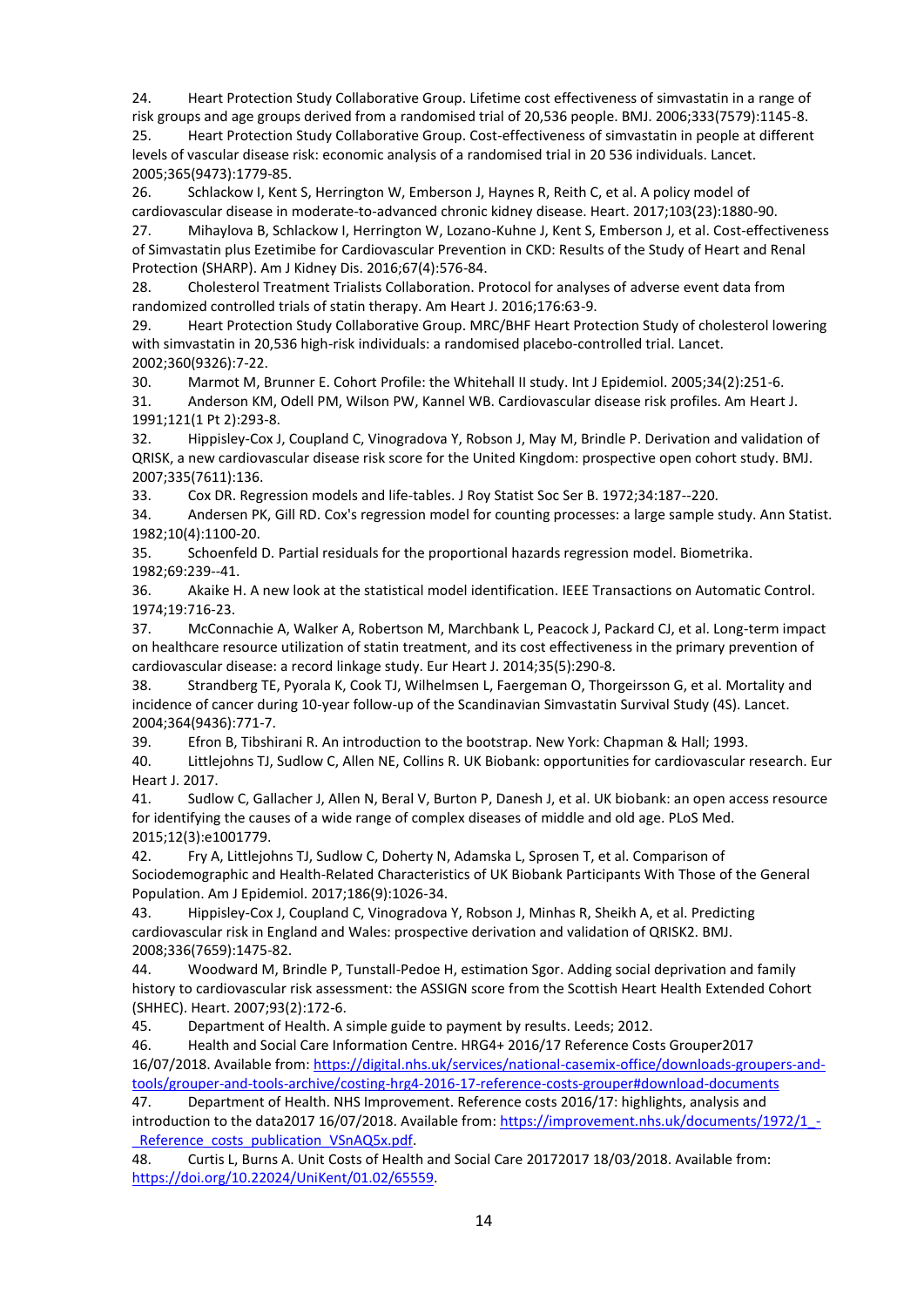24. Heart Protection Study Collaborative Group. Lifetime cost effectiveness of simvastatin in a range of risk groups and age groups derived from a randomised trial of 20,536 people. BMJ. 2006;333(7579):1145-8.
25. Heart Protection Study Collaborative Group. Cost-effectiveness of simvastatin in people at different levels of vascular disease risk: economic analysis of a randomised trial in 20 536 individuals. Lancet. 2005;365(9473):1779-85.
26. Schlackow I, Kent S, Herrington W, Emberson J, Haynes R, Reith C, et al. A policy model of cardiovascular disease in moderate-to-advanced chronic kidney disease. Heart. 2017;103(23):1880-90.
27. Mihaylova B, Schlackow I, Herrington W, Lozano-Kuhne J, Kent S, Emberson J, et al. Cost-effectiveness of Simvastatin plus Ezetimibe for Cardiovascular Prevention in CKD: Results of the Study of Heart and Renal Protection (SHARP). Am J Kidney Dis. 2016;67(4):576-84.
28. Cholesterol Treatment Trialists Collaboration. Protocol for analyses of adverse event data from randomized controlled trials of statin therapy. Am Heart J. 2016;176:63-9.
29. Heart Protection Study Collaborative Group. MRC/BHF Heart Protection Study of cholesterol lowering with simvastatin in 20,536 high-risk individuals: a randomised placebo-controlled trial. Lancet. 2002;360(9326):7-22.
30. Marmot M, Brunner E. Cohort Profile: the Whitehall II study. Int J Epidemiol. 2005;34(2):251-6.
31. Anderson KM, Odell PM, Wilson PW, Kannel WB. Cardiovascular disease risk profiles. Am Heart J. 1991;121(1 Pt 2):293-8.
32. Hippisley-Cox J, Coupland C, Vinogradova Y, Robson J, May M, Brindle P. Derivation and validation of QRISK, a new cardiovascular disease risk score for the United Kingdom: prospective open cohort study. BMJ. 2007;335(7611):136.
33. Cox DR. Regression models and life-tables. J Roy Statist Soc Ser B. 1972;34:187--220.
34. Andersen PK, Gill RD. Cox's regression model for counting processes: a large sample study. Ann Statist. 1982;10(4):1100-20.
35. Schoenfeld D. Partial residuals for the proportional hazards regression model. Biometrika. 1982;69:239--41.
36. Akaike H. A new look at the statistical model identification. IEEE Transactions on Automatic Control. 1974;19:716-23.
37. McConnachie A, Walker A, Robertson M, Marchbank L, Peacock J, Packard CJ, et al. Long-term impact on healthcare resource utilization of statin treatment, and its cost effectiveness in the primary prevention of cardiovascular disease: a record linkage study. Eur Heart J. 2014;35(5):290-8.
38. Strandberg TE, Pyorala K, Cook TJ, Wilhelmsen L, Faergeman O, Thorgeirsson G, et al. Mortality and incidence of cancer during 10-year follow-up of the Scandinavian Simvastatin Survival Study (4S). Lancet. 2004;364(9436):771-7.
39. Efron B, Tibshirani R. An introduction to the bootstrap. New York: Chapman & Hall; 1993.
40. Littlejohns TJ, Sudlow C, Allen NE, Collins R. UK Biobank: opportunities for cardiovascular research. Eur Heart J. 2017.
41. Sudlow C, Gallacher J, Allen N, Beral V, Burton P, Danesh J, et al. UK biobank: an open access resource for identifying the causes of a wide range of complex diseases of middle and old age. PLoS Med. 2015;12(3):e1001779.
42. Fry A, Littlejohns TJ, Sudlow C, Doherty N, Adamska L, Sprosen T, et al. Comparison of Sociodemographic and Health-Related Characteristics of UK Biobank Participants With Those of the General Population. Am J Epidemiol. 2017;186(9):1026-34.
43. Hippisley-Cox J, Coupland C, Vinogradova Y, Robson J, Minhas R, Sheikh A, et al. Predicting cardiovascular risk in England and Wales: prospective derivation and validation of QRISK2. BMJ. 2008;336(7659):1475-82.
44. Woodward M, Brindle P, Tunstall-Pedoe H, estimation Sgor. Adding social deprivation and family history to cardiovascular risk assessment: the ASSIGN score from the Scottish Heart Health Extended Cohort (SHHEC). Heart. 2007;93(2):172-6.
45. Department of Health. A simple guide to payment by results. Leeds; 2012.
46. Health and Social Care Information Centre. HRG4+ 2016/17 Reference Costs Grouper2017 16/07/2018. Available from: https://digital.nhs.uk/services/national-casemix-office/downloads-groupers-and-tools/grouper-and-tools-archive/costing-hrg4-2016-17-reference-costs-grouper#download-documents
47. Department of Health. NHS Improvement. Reference costs 2016/17: highlights, analysis and introduction to the data2017 16/07/2018. Available from: https://improvement.nhs.uk/documents/1972/1_-_Reference_costs_publication_VSnAQ5x.pdf.
48. Curtis L, Burns A. Unit Costs of Health and Social Care 20172017 18/03/2018. Available from: https://doi.org/10.22024/UniKent/01.02/65559.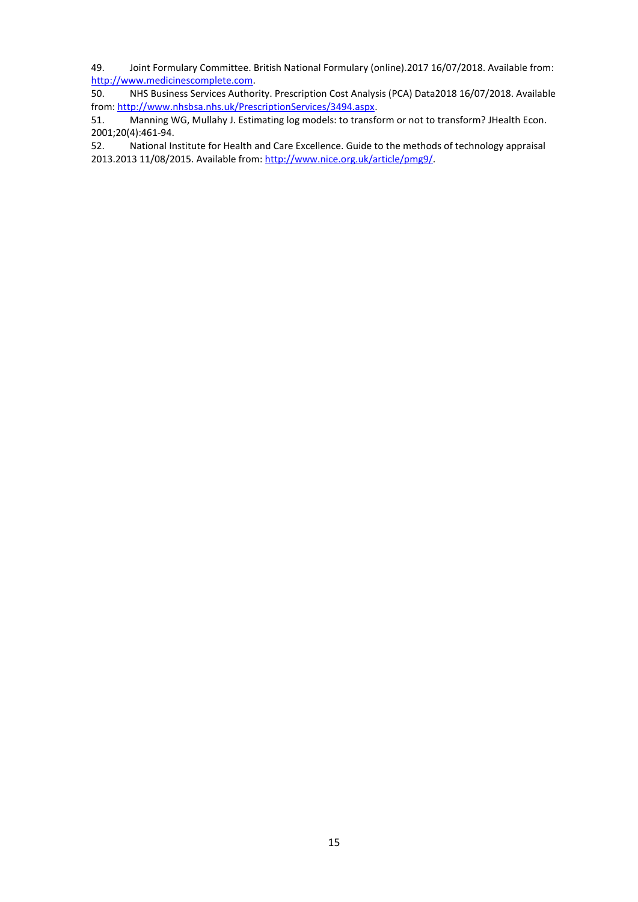49. Joint Formulary Committee. British National Formulary (online).2017 16/07/2018. Available from: http://www.medicinescomplete.com.

50. NHS Business Services Authority. Prescription Cost Analysis (PCA) Data2018 16/07/2018. Available from: http://www.nhsbsa.nhs.uk/PrescriptionServices/3494.aspx.

51. Manning WG, Mullahy J. Estimating log models: to transform or not to transform? JHealth Econ. 2001;20(4):461-94.

52. National Institute for Health and Care Excellence. Guide to the methods of technology appraisal 2013.2013 11/08/2015. Available from: http://www.nice.org.uk/article/pmg9/.